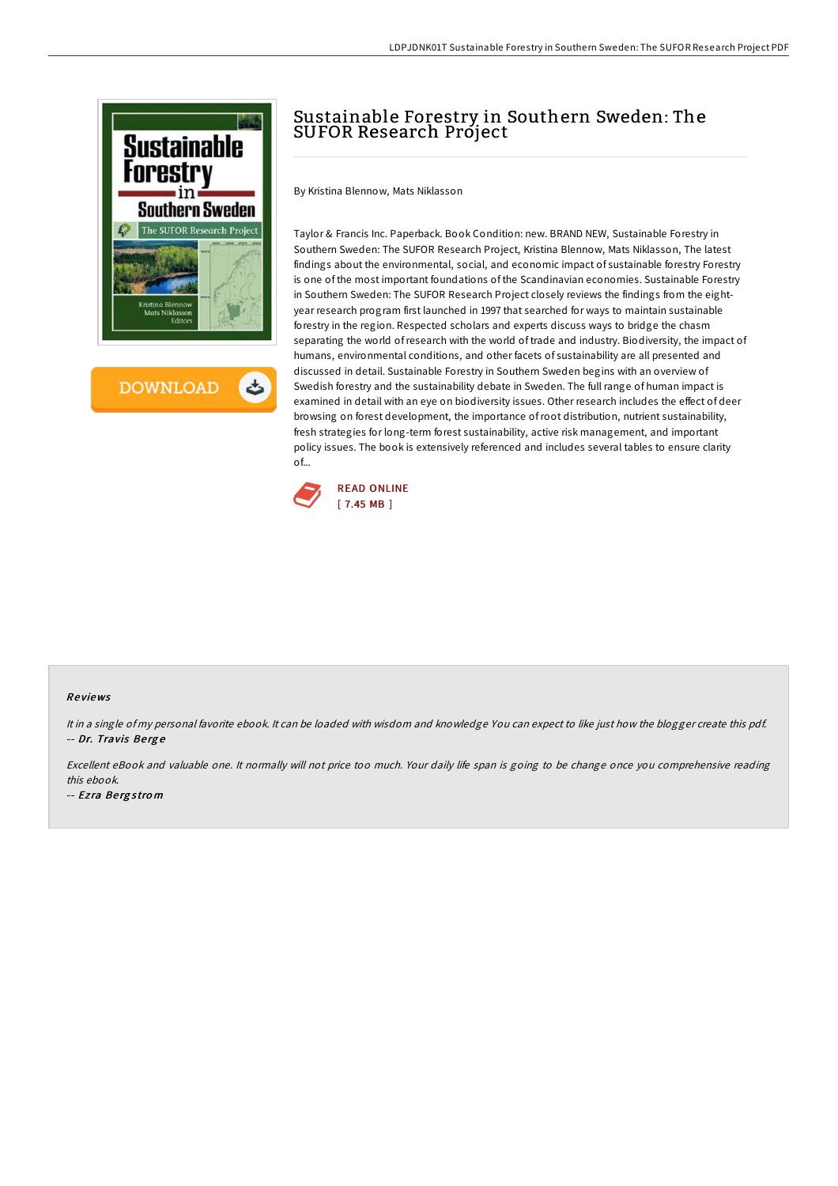# Sustainable Forestry in Southern Sweden: The SUFOR Research Project

By Kristina Blennow, Mats Niklasson

Taylor & Francis Inc. Paperback. Book Condition: new. BRAND NEW, Sustainable Forestry in Southern Sweden: The SUFOR Research Project, Kristina Blennow, Mats Niklasson, The latest findings about the environmental, social, and economic impact of sustainable forestry Forestry is one of the most important foundations of the Scandinavian economies. Sustainable Forestry in Southern Sweden: The SUFOR Research Project closely reviews the findings from the eight-year research program first launched in 1997 that searched for ways to maintain sustainable forestry in the region. Respected scholars and experts discuss ways to bridge the chasm separating the world of research with the world of trade and industry. Biodiversity, the impact of humans, environmental conditions, and other facets of sustainability are all presented and discussed in detail. Sustainable Forestry in Southern Sweden begins with an overview of Swedish forestry and the sustainability debate in Sweden. The full range of human impact is examined in detail with an eye on biodiversity issues. Other research includes the effect of deer browsing on forest development, the importance of root distribution, nutrient sustainability, fresh strategies for long-term forest sustainability, active risk management, and important policy issues. The book is extensively referenced and includes several tables to ensure clarity of...

READ ONLINE
[ 7.45 MB ]

## Reviews

*It in a single of my personal favorite ebook. It can be loaded with wisdom and knowledge You can expect to like just how the blogger create this pdf.*
-- *Dr. Travis Berge*

*Excellent eBook and valuable one. It normally will not price too much. Your daily life span is going to be change once you comprehensive reading this ebook.*
-- *Ezra Bergstrom*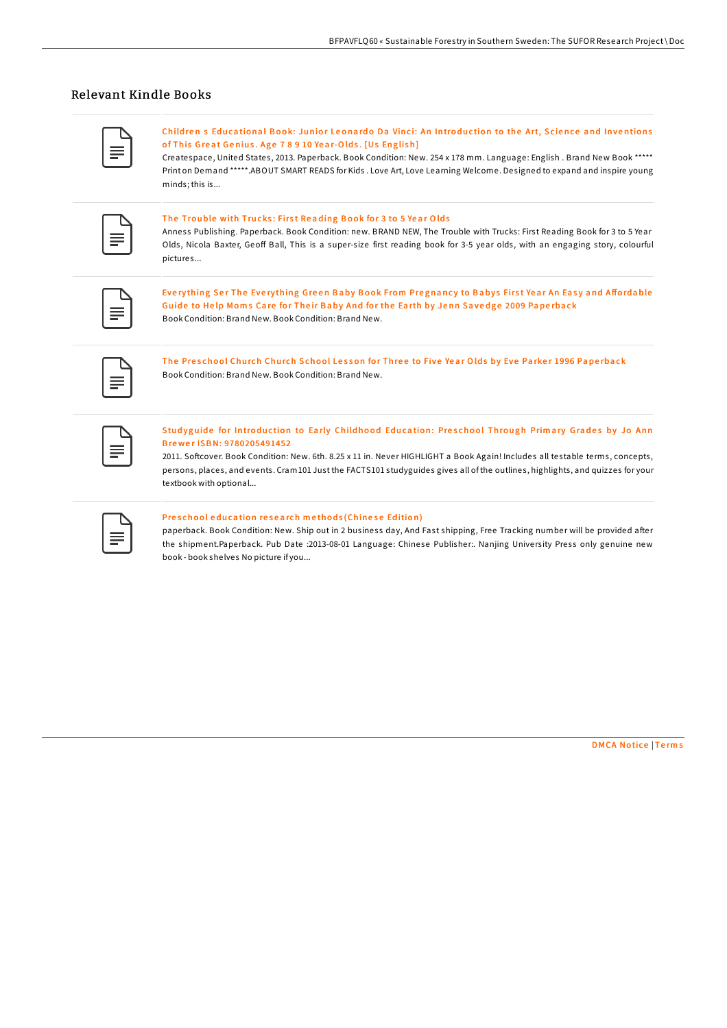## Relevant Kindle Books

**Children s Educational Book: Junior Leonardo Da Vinci: An Introduction to the Art, Science and Inventions of This Great Genius. Age 7 8 9 10 Year-Olds. [Us English]**

Createspace, United States, 2013. Paperback. Book Condition: New. 254 x 178 mm. Language: English . Brand New Book ***** Print on Demand *****.ABOUT SMART READS for Kids . Love Art, Love Learning Welcome. Designed to expand and inspire young minds; this is...

**The Trouble with Trucks: First Reading Book for 3 to 5 Year Olds**

Anness Publishing. Paperback. Book Condition: new. BRAND NEW, The Trouble with Trucks: First Reading Book for 3 to 5 Year Olds, Nicola Baxter, Geoff Ball, This is a super-size first reading book for 3-5 year olds, with an engaging story, colourful pictures...

**Everything Ser The Everything Green Baby Book From Pregnancy to Babys First Year An Easy and Affordable Guide to Help Moms Care for Their Baby And for the Earth by Jenn Savedge 2009 Paperback**

Book Condition: Brand New. Book Condition: Brand New.

**The Preschool Church Church School Lesson for Three to Five Year Olds by Eve Parker 1996 Paperback**

Book Condition: Brand New. Book Condition: Brand New.

**Studyguide for Introduction to Early Childhood Education: Preschool Through Primary Grades by Jo Ann Brewer ISBN: 9780205491452**

2011. Softcover. Book Condition: New. 6th. 8.25 x 11 in. Never HIGHLIGHT a Book Again! Includes all testable terms, concepts, persons, places, and events. Cram101 Just the FACTS101 studyguides gives all of the outlines, highlights, and quizzes for your textbook with optional...

**Preschool education research methods(Chinese Edition)**

paperback. Book Condition: New. Ship out in 2 business day, And Fast shipping, Free Tracking number will be provided after the shipment.Paperback. Pub Date :2013-08-01 Language: Chinese Publisher:. Nanjing University Press only genuine new book - book shelves No picture if you...